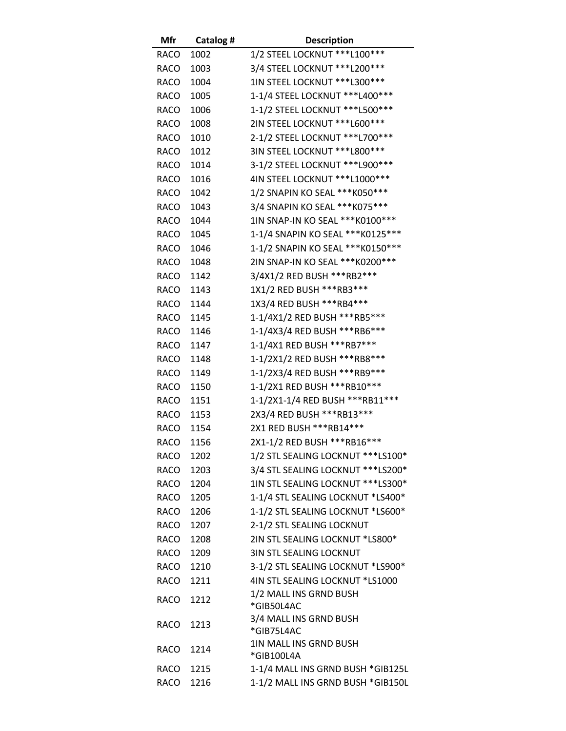| Mfr | Catalog # | Description |
|---|---|---|
| RACO | 1002 | 1/2 STEEL LOCKNUT ***L100*** |
| RACO | 1003 | 3/4 STEEL LOCKNUT ***L200*** |
| RACO | 1004 | 1IN STEEL LOCKNUT ***L300*** |
| RACO | 1005 | 1-1/4 STEEL LOCKNUT ***L400*** |
| RACO | 1006 | 1-1/2 STEEL LOCKNUT ***L500*** |
| RACO | 1008 | 2IN STEEL LOCKNUT ***L600*** |
| RACO | 1010 | 2-1/2 STEEL LOCKNUT ***L700*** |
| RACO | 1012 | 3IN STEEL LOCKNUT ***L800*** |
| RACO | 1014 | 3-1/2 STEEL LOCKNUT ***L900*** |
| RACO | 1016 | 4IN STEEL LOCKNUT ***L1000*** |
| RACO | 1042 | 1/2 SNAPIN KO SEAL ***K050*** |
| RACO | 1043 | 3/4 SNAPIN KO SEAL ***K075*** |
| RACO | 1044 | 1IN SNAP-IN KO SEAL ***K0100*** |
| RACO | 1045 | 1-1/4 SNAPIN KO SEAL ***K0125*** |
| RACO | 1046 | 1-1/2 SNAPIN KO SEAL ***K0150*** |
| RACO | 1048 | 2IN SNAP-IN KO SEAL ***K0200*** |
| RACO | 1142 | 3/4X1/2 RED BUSH ***RB2*** |
| RACO | 1143 | 1X1/2 RED BUSH ***RB3*** |
| RACO | 1144 | 1X3/4 RED BUSH ***RB4*** |
| RACO | 1145 | 1-1/4X1/2 RED BUSH ***RB5*** |
| RACO | 1146 | 1-1/4X3/4 RED BUSH ***RB6*** |
| RACO | 1147 | 1-1/4X1 RED BUSH ***RB7*** |
| RACO | 1148 | 1-1/2X1/2 RED BUSH ***RB8*** |
| RACO | 1149 | 1-1/2X3/4 RED BUSH ***RB9*** |
| RACO | 1150 | 1-1/2X1 RED BUSH ***RB10*** |
| RACO | 1151 | 1-1/2X1-1/4 RED BUSH ***RB11*** |
| RACO | 1153 | 2X3/4 RED BUSH ***RB13*** |
| RACO | 1154 | 2X1 RED BUSH ***RB14*** |
| RACO | 1156 | 2X1-1/2 RED BUSH ***RB16*** |
| RACO | 1202 | 1/2 STL SEALING LOCKNUT ***LS100* |
| RACO | 1203 | 3/4 STL SEALING LOCKNUT ***LS200* |
| RACO | 1204 | 1IN STL SEALING LOCKNUT ***LS300* |
| RACO | 1205 | 1-1/4 STL SEALING LOCKNUT *LS400* |
| RACO | 1206 | 1-1/2 STL SEALING LOCKNUT *LS600* |
| RACO | 1207 | 2-1/2 STL SEALING LOCKNUT |
| RACO | 1208 | 2IN STL SEALING LOCKNUT *LS800* |
| RACO | 1209 | 3IN STL SEALING LOCKNUT |
| RACO | 1210 | 3-1/2 STL SEALING LOCKNUT *LS900* |
| RACO | 1211 | 4IN STL SEALING LOCKNUT *LS1000 |
| RACO | 1212 | 1/2 MALL INS GRND BUSH *GIB50L4AC |
| RACO | 1213 | 3/4 MALL INS GRND BUSH *GIB75L4AC |
| RACO | 1214 | 1IN MALL INS GRND BUSH *GIB100L4A |
| RACO | 1215 | 1-1/4 MALL INS GRND BUSH *GIB125L |
| RACO | 1216 | 1-1/2 MALL INS GRND BUSH *GIB150L |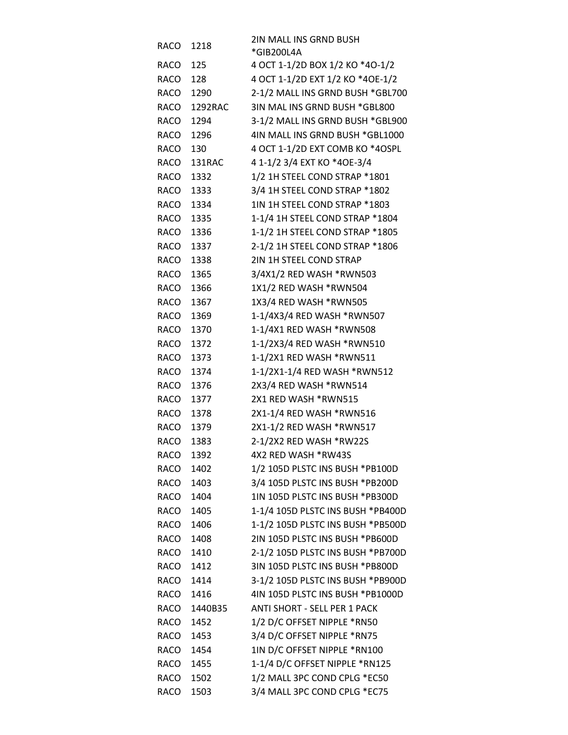| | | |
|---|---|---|
| RACO | 1218 | 2IN MALL INS GRND BUSH *GIB200L4A |
| RACO | 125 | 4 OCT 1-1/2D BOX 1/2 KO *4O-1/2 |
| RACO | 128 | 4 OCT 1-1/2D EXT 1/2 KO *4OE-1/2 |
| RACO | 1290 | 2-1/2 MALL INS GRND BUSH *GBL700 |
| RACO | 1292RAC | 3IN MAL INS GRND BUSH *GBL800 |
| RACO | 1294 | 3-1/2 MALL INS GRND BUSH *GBL900 |
| RACO | 1296 | 4IN MALL INS GRND BUSH *GBL1000 |
| RACO | 130 | 4 OCT 1-1/2D EXT COMB KO *4OSPL |
| RACO | 131RAC | 4 1-1/2 3/4 EXT KO *4OE-3/4 |
| RACO | 1332 | 1/2 1H STEEL COND STRAP *1801 |
| RACO | 1333 | 3/4 1H STEEL COND STRAP *1802 |
| RACO | 1334 | 1IN 1H STEEL COND STRAP *1803 |
| RACO | 1335 | 1-1/4 1H STEEL COND STRAP *1804 |
| RACO | 1336 | 1-1/2 1H STEEL COND STRAP *1805 |
| RACO | 1337 | 2-1/2 1H STEEL COND STRAP *1806 |
| RACO | 1338 | 2IN 1H STEEL COND STRAP |
| RACO | 1365 | 3/4X1/2 RED WASH *RWN503 |
| RACO | 1366 | 1X1/2 RED WASH *RWN504 |
| RACO | 1367 | 1X3/4 RED WASH *RWN505 |
| RACO | 1369 | 1-1/4X3/4 RED WASH *RWN507 |
| RACO | 1370 | 1-1/4X1 RED WASH *RWN508 |
| RACO | 1372 | 1-1/2X3/4 RED WASH *RWN510 |
| RACO | 1373 | 1-1/2X1 RED WASH *RWN511 |
| RACO | 1374 | 1-1/2X1-1/4 RED WASH *RWN512 |
| RACO | 1376 | 2X3/4 RED WASH *RWN514 |
| RACO | 1377 | 2X1 RED WASH *RWN515 |
| RACO | 1378 | 2X1-1/4 RED WASH *RWN516 |
| RACO | 1379 | 2X1-1/2 RED WASH *RWN517 |
| RACO | 1383 | 2-1/2X2 RED WASH *RW22S |
| RACO | 1392 | 4X2 RED WASH *RW43S |
| RACO | 1402 | 1/2 105D PLSTC INS BUSH *PB100D |
| RACO | 1403 | 3/4 105D PLSTC INS BUSH *PB200D |
| RACO | 1404 | 1IN 105D PLSTC INS BUSH *PB300D |
| RACO | 1405 | 1-1/4 105D PLSTC INS BUSH *PB400D |
| RACO | 1406 | 1-1/2 105D PLSTC INS BUSH *PB500D |
| RACO | 1408 | 2IN 105D PLSTC INS BUSH *PB600D |
| RACO | 1410 | 2-1/2 105D PLSTC INS BUSH *PB700D |
| RACO | 1412 | 3IN 105D PLSTC INS BUSH *PB800D |
| RACO | 1414 | 3-1/2 105D PLSTC INS BUSH *PB900D |
| RACO | 1416 | 4IN 105D PLSTC INS BUSH *PB1000D |
| RACO | 1440B35 | ANTI SHORT - SELL PER 1 PACK |
| RACO | 1452 | 1/2 D/C OFFSET NIPPLE *RN50 |
| RACO | 1453 | 3/4 D/C OFFSET NIPPLE *RN75 |
| RACO | 1454 | 1IN D/C OFFSET NIPPLE *RN100 |
| RACO | 1455 | 1-1/4 D/C OFFSET NIPPLE *RN125 |
| RACO | 1502 | 1/2 MALL 3PC COND CPLG *EC50 |
| RACO | 1503 | 3/4 MALL 3PC COND CPLG *EC75 |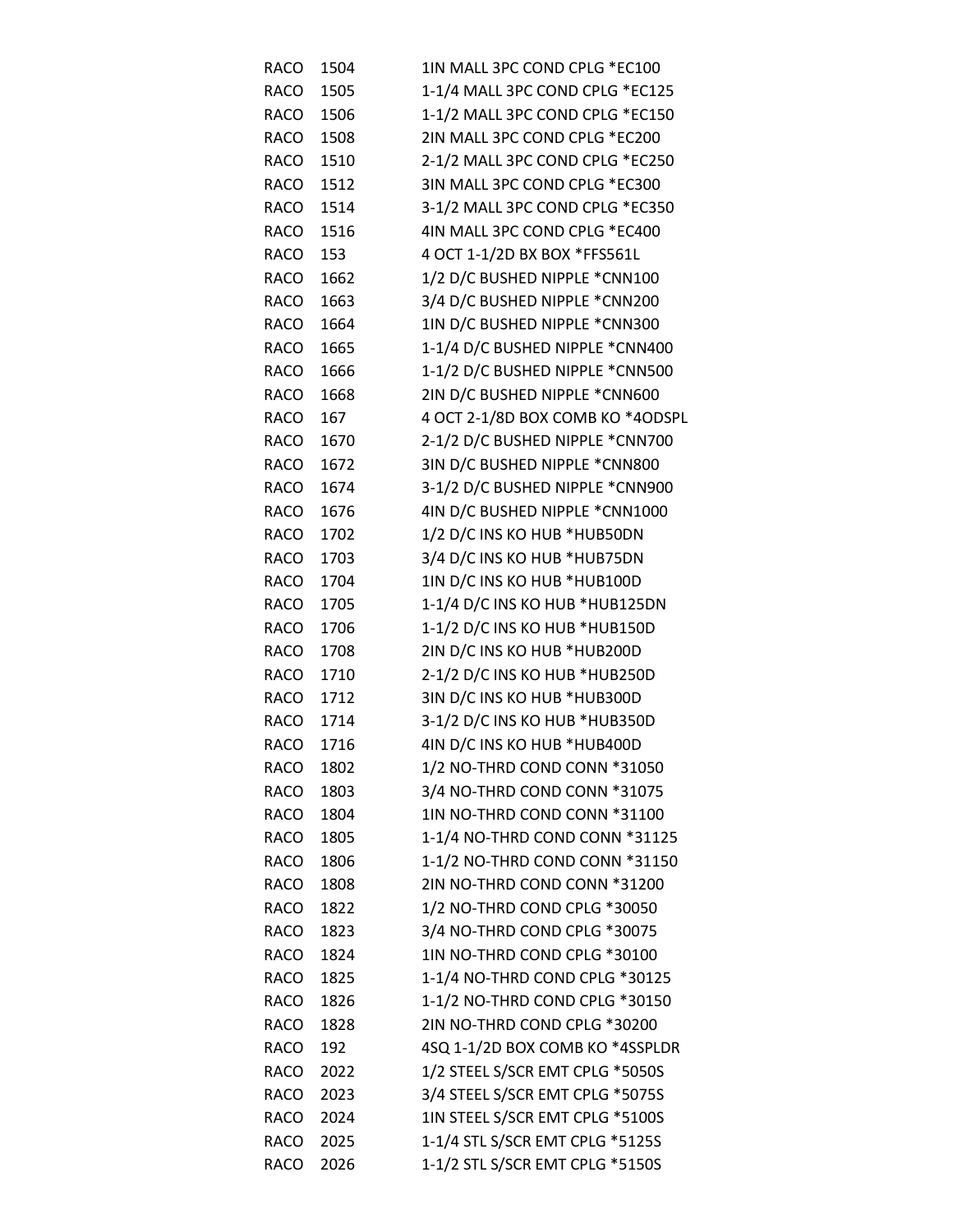| | | |
|---|---|---|
| RACO | 1504 | 1IN MALL 3PC COND CPLG *EC100 |
| RACO | 1505 | 1-1/4 MALL 3PC COND CPLG *EC125 |
| RACO | 1506 | 1-1/2 MALL 3PC COND CPLG *EC150 |
| RACO | 1508 | 2IN MALL 3PC COND CPLG *EC200 |
| RACO | 1510 | 2-1/2 MALL 3PC COND CPLG *EC250 |
| RACO | 1512 | 3IN MALL 3PC COND CPLG *EC300 |
| RACO | 1514 | 3-1/2 MALL 3PC COND CPLG *EC350 |
| RACO | 1516 | 4IN MALL 3PC COND CPLG *EC400 |
| RACO | 153 | 4 OCT 1-1/2D BX BOX *FFS561L |
| RACO | 1662 | 1/2 D/C BUSHED NIPPLE *CNN100 |
| RACO | 1663 | 3/4 D/C BUSHED NIPPLE *CNN200 |
| RACO | 1664 | 1IN D/C BUSHED NIPPLE *CNN300 |
| RACO | 1665 | 1-1/4 D/C BUSHED NIPPLE *CNN400 |
| RACO | 1666 | 1-1/2 D/C BUSHED NIPPLE *CNN500 |
| RACO | 1668 | 2IN D/C BUSHED NIPPLE *CNN600 |
| RACO | 167 | 4 OCT 2-1/8D BOX COMB KO *4ODSPL |
| RACO | 1670 | 2-1/2 D/C BUSHED NIPPLE *CNN700 |
| RACO | 1672 | 3IN D/C BUSHED NIPPLE *CNN800 |
| RACO | 1674 | 3-1/2 D/C BUSHED NIPPLE *CNN900 |
| RACO | 1676 | 4IN D/C BUSHED NIPPLE *CNN1000 |
| RACO | 1702 | 1/2 D/C INS KO HUB *HUB50DN |
| RACO | 1703 | 3/4 D/C INS KO HUB *HUB75DN |
| RACO | 1704 | 1IN D/C INS KO HUB *HUB100D |
| RACO | 1705 | 1-1/4 D/C INS KO HUB *HUB125DN |
| RACO | 1706 | 1-1/2 D/C INS KO HUB *HUB150D |
| RACO | 1708 | 2IN D/C INS KO HUB *HUB200D |
| RACO | 1710 | 2-1/2 D/C INS KO HUB *HUB250D |
| RACO | 1712 | 3IN D/C INS KO HUB *HUB300D |
| RACO | 1714 | 3-1/2 D/C INS KO HUB *HUB350D |
| RACO | 1716 | 4IN D/C INS KO HUB *HUB400D |
| RACO | 1802 | 1/2 NO-THRD COND CONN *31050 |
| RACO | 1803 | 3/4 NO-THRD COND CONN *31075 |
| RACO | 1804 | 1IN NO-THRD COND CONN *31100 |
| RACO | 1805 | 1-1/4 NO-THRD COND CONN *31125 |
| RACO | 1806 | 1-1/2 NO-THRD COND CONN *31150 |
| RACO | 1808 | 2IN NO-THRD COND CONN *31200 |
| RACO | 1822 | 1/2 NO-THRD COND CPLG *30050 |
| RACO | 1823 | 3/4 NO-THRD COND CPLG *30075 |
| RACO | 1824 | 1IN NO-THRD COND CPLG *30100 |
| RACO | 1825 | 1-1/4 NO-THRD COND CPLG *30125 |
| RACO | 1826 | 1-1/2 NO-THRD COND CPLG *30150 |
| RACO | 1828 | 2IN NO-THRD COND CPLG *30200 |
| RACO | 192 | 4SQ 1-1/2D BOX COMB KO *4SSPLDR |
| RACO | 2022 | 1/2 STEEL S/SCR EMT CPLG *5050S |
| RACO | 2023 | 3/4 STEEL S/SCR EMT CPLG *5075S |
| RACO | 2024 | 1IN STEEL S/SCR EMT CPLG *5100S |
| RACO | 2025 | 1-1/4 STL S/SCR EMT CPLG *5125S |
| RACO | 2026 | 1-1/2 STL S/SCR EMT CPLG *5150S |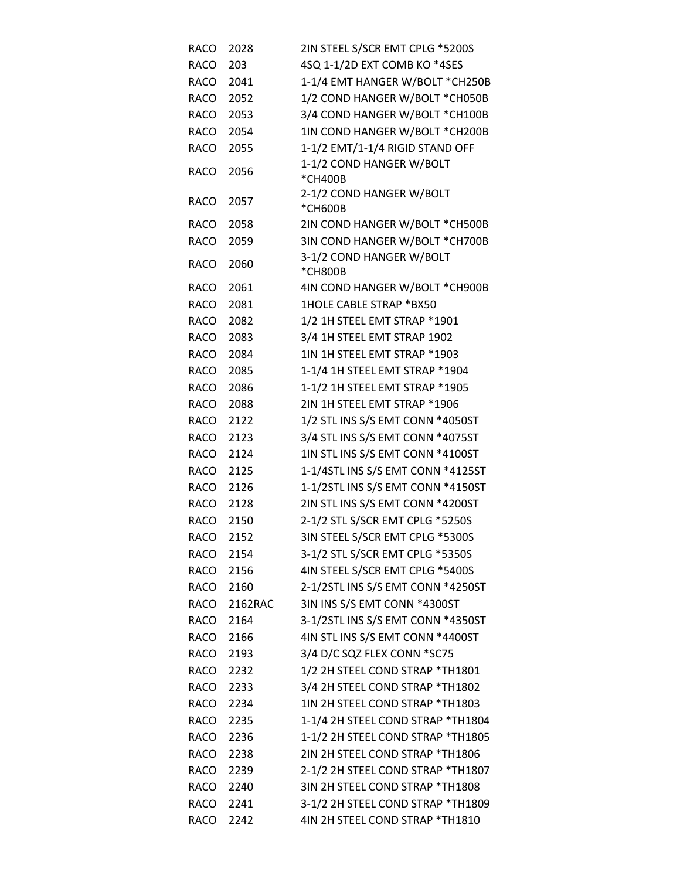| | | |
|---|---|---|
| RACO | 2028 | 2IN STEEL S/SCR EMT CPLG *5200S |
| RACO | 203 | 4SQ 1-1/2D EXT COMB KO *4SES |
| RACO | 2041 | 1-1/4 EMT HANGER W/BOLT *CH250B |
| RACO | 2052 | 1/2 COND HANGER W/BOLT *CH050B |
| RACO | 2053 | 3/4 COND HANGER W/BOLT *CH100B |
| RACO | 2054 | 1IN COND HANGER W/BOLT *CH200B |
| RACO | 2055 | 1-1/2 EMT/1-1/4 RIGID STAND OFF |
| RACO | 2056 | 1-1/2 COND HANGER W/BOLT *CH400B |
| RACO | 2057 | 2-1/2 COND HANGER W/BOLT *CH600B |
| RACO | 2058 | 2IN COND HANGER W/BOLT *CH500B |
| RACO | 2059 | 3IN COND HANGER W/BOLT *CH700B |
| RACO | 2060 | 3-1/2 COND HANGER W/BOLT *CH800B |
| RACO | 2061 | 4IN COND HANGER W/BOLT *CH900B |
| RACO | 2081 | 1HOLE CABLE STRAP *BX50 |
| RACO | 2082 | 1/2 1H STEEL EMT STRAP *1901 |
| RACO | 2083 | 3/4 1H STEEL EMT STRAP 1902 |
| RACO | 2084 | 1IN 1H STEEL EMT STRAP *1903 |
| RACO | 2085 | 1-1/4 1H STEEL EMT STRAP *1904 |
| RACO | 2086 | 1-1/2 1H STEEL EMT STRAP *1905 |
| RACO | 2088 | 2IN 1H STEEL EMT STRAP *1906 |
| RACO | 2122 | 1/2 STL INS S/S EMT CONN *4050ST |
| RACO | 2123 | 3/4 STL INS S/S EMT CONN *4075ST |
| RACO | 2124 | 1IN STL INS S/S EMT CONN *4100ST |
| RACO | 2125 | 1-1/4STL INS S/S EMT CONN *4125ST |
| RACO | 2126 | 1-1/2STL INS S/S EMT CONN *4150ST |
| RACO | 2128 | 2IN STL INS S/S EMT CONN *4200ST |
| RACO | 2150 | 2-1/2 STL S/SCR EMT CPLG *5250S |
| RACO | 2152 | 3IN STEEL S/SCR EMT CPLG *5300S |
| RACO | 2154 | 3-1/2 STL S/SCR EMT CPLG *5350S |
| RACO | 2156 | 4IN STEEL S/SCR EMT CPLG *5400S |
| RACO | 2160 | 2-1/2STL INS S/S EMT CONN *4250ST |
| RACO | 2162RAC | 3IN INS S/S EMT CONN *4300ST |
| RACO | 2164 | 3-1/2STL INS S/S EMT CONN *4350ST |
| RACO | 2166 | 4IN STL INS S/S EMT CONN *4400ST |
| RACO | 2193 | 3/4 D/C SQZ FLEX CONN *SC75 |
| RACO | 2232 | 1/2 2H STEEL COND STRAP *TH1801 |
| RACO | 2233 | 3/4 2H STEEL COND STRAP *TH1802 |
| RACO | 2234 | 1IN 2H STEEL COND STRAP *TH1803 |
| RACO | 2235 | 1-1/4 2H STEEL COND STRAP *TH1804 |
| RACO | 2236 | 1-1/2 2H STEEL COND STRAP *TH1805 |
| RACO | 2238 | 2IN 2H STEEL COND STRAP *TH1806 |
| RACO | 2239 | 2-1/2 2H STEEL COND STRAP *TH1807 |
| RACO | 2240 | 3IN 2H STEEL COND STRAP *TH1808 |
| RACO | 2241 | 3-1/2 2H STEEL COND STRAP *TH1809 |
| RACO | 2242 | 4IN 2H STEEL COND STRAP *TH1810 |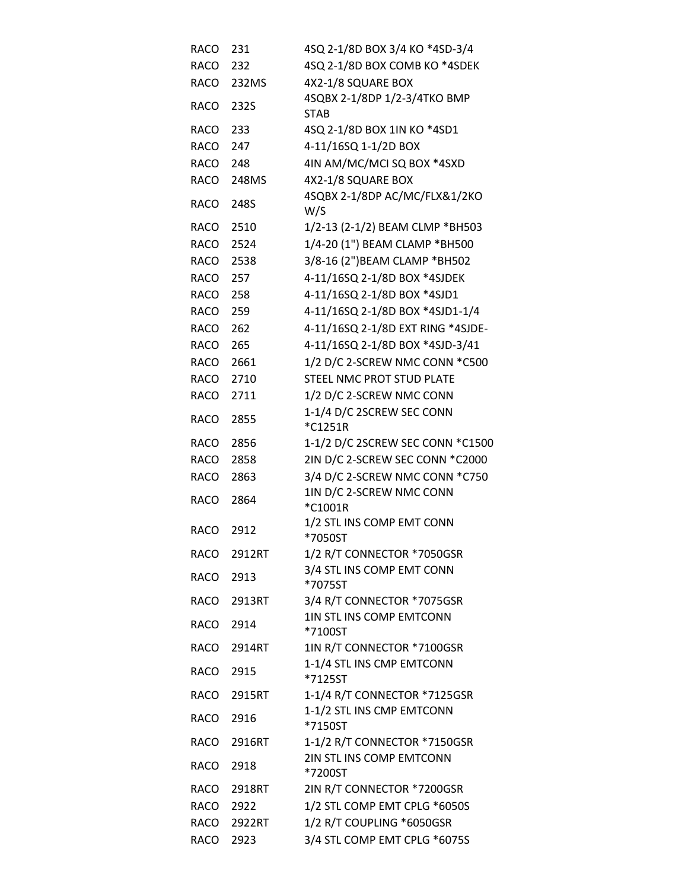| | | |
|---|---|---|
| RACO | 231 | 4SQ 2-1/8D BOX 3/4 KO *4SD-3/4 |
| RACO | 232 | 4SQ 2-1/8D BOX COMB KO *4SDEK |
| RACO | 232MS | 4X2-1/8 SQUARE BOX |
| RACO | 232S | 4SQBX 2-1/8DP 1/2-3/4TKO BMP STAB |
| RACO | 233 | 4SQ 2-1/8D BOX 1IN KO *4SD1 |
| RACO | 247 | 4-11/16SQ 1-1/2D BOX |
| RACO | 248 | 4IN AM/MC/MCI SQ BOX *4SXD |
| RACO | 248MS | 4X2-1/8 SQUARE BOX |
| RACO | 248S | 4SQBX 2-1/8DP AC/MC/FLX&1/2KO W/S |
| RACO | 2510 | 1/2-13 (2-1/2) BEAM CLMP *BH503 |
| RACO | 2524 | 1/4-20 (1") BEAM CLAMP *BH500 |
| RACO | 2538 | 3/8-16 (2")BEAM CLAMP *BH502 |
| RACO | 257 | 4-11/16SQ 2-1/8D BOX *4SJDEK |
| RACO | 258 | 4-11/16SQ 2-1/8D BOX *4SJD1 |
| RACO | 259 | 4-11/16SQ 2-1/8D BOX *4SJD1-1/4 |
| RACO | 262 | 4-11/16SQ 2-1/8D EXT RING *4SJDE- |
| RACO | 265 | 4-11/16SQ 2-1/8D BOX *4SJD-3/41 |
| RACO | 2661 | 1/2 D/C 2-SCREW NMC CONN *C500 |
| RACO | 2710 | STEEL NMC PROT STUD PLATE |
| RACO | 2711 | 1/2 D/C 2-SCREW NMC CONN |
| RACO | 2855 | 1-1/4 D/C 2SCREW SEC CONN *C1251R |
| RACO | 2856 | 1-1/2 D/C 2SCREW SEC CONN *C1500 |
| RACO | 2858 | 2IN D/C 2-SCREW SEC CONN *C2000 |
| RACO | 2863 | 3/4 D/C 2-SCREW NMC CONN *C750 |
| RACO | 2864 | 1IN D/C 2-SCREW NMC CONN *C1001R |
| RACO | 2912 | 1/2 STL INS COMP EMT CONN *7050ST |
| RACO | 2912RT | 1/2 R/T CONNECTOR *7050GSR |
| RACO | 2913 | 3/4 STL INS COMP EMT CONN *7075ST |
| RACO | 2913RT | 3/4 R/T CONNECTOR *7075GSR |
| RACO | 2914 | 1IN STL INS COMP EMTCONN *7100ST |
| RACO | 2914RT | 1IN R/T CONNECTOR *7100GSR |
| RACO | 2915 | 1-1/4 STL INS CMP EMTCONN *7125ST |
| RACO | 2915RT | 1-1/4 R/T CONNECTOR *7125GSR |
| RACO | 2916 | 1-1/2 STL INS CMP EMTCONN *7150ST |
| RACO | 2916RT | 1-1/2 R/T CONNECTOR *7150GSR |
| RACO | 2918 | 2IN STL INS COMP EMTCONN *7200ST |
| RACO | 2918RT | 2IN R/T CONNECTOR *7200GSR |
| RACO | 2922 | 1/2 STL COMP EMT CPLG *6050S |
| RACO | 2922RT | 1/2 R/T COUPLING *6050GSR |
| RACO | 2923 | 3/4 STL COMP EMT CPLG *6075S |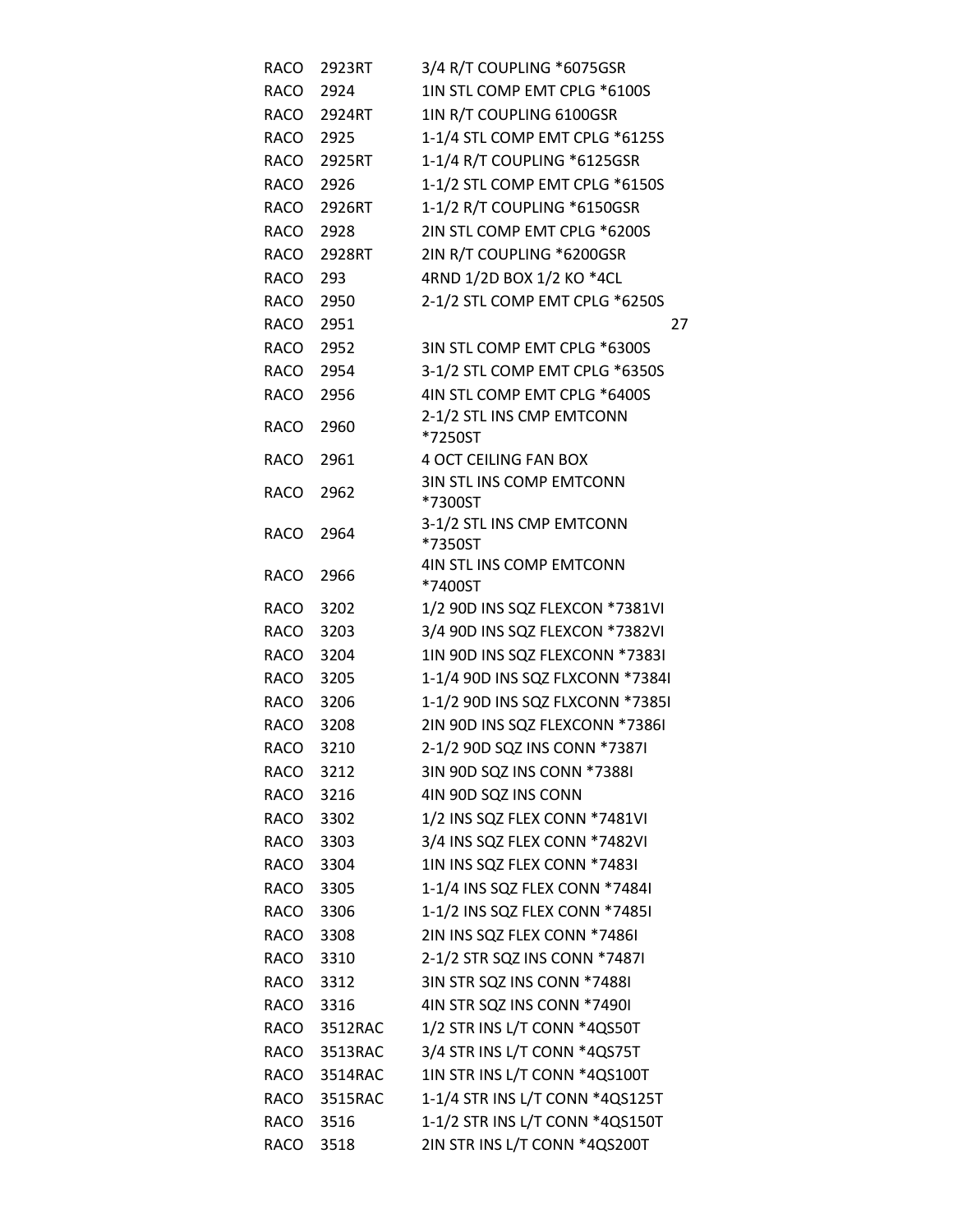| | | |
|---|---|---|
| RACO | 2923RT | 3/4 R/T COUPLING *6075GSR |
| RACO | 2924 | 1IN STL COMP EMT CPLG *6100S |
| RACO | 2924RT | 1IN R/T COUPLING 6100GSR |
| RACO | 2925 | 1-1/4 STL COMP EMT CPLG *6125S |
| RACO | 2925RT | 1-1/4 R/T COUPLING *6125GSR |
| RACO | 2926 | 1-1/2 STL COMP EMT CPLG *6150S |
| RACO | 2926RT | 1-1/2 R/T COUPLING *6150GSR |
| RACO | 2928 | 2IN STL COMP EMT CPLG *6200S |
| RACO | 2928RT | 2IN R/T COUPLING *6200GSR |
| RACO | 293 | 4RND 1/2D BOX 1/2 KO *4CL |
| RACO | 2950 | 2-1/2 STL COMP EMT CPLG *6250S |
| RACO | 2951 | |
| RACO | 2952 | 3IN STL COMP EMT CPLG *6300S |
| RACO | 2954 | 3-1/2 STL COMP EMT CPLG *6350S |
| RACO | 2956 | 4IN STL COMP EMT CPLG *6400S |
| RACO | 2960 | 2-1/2 STL INS CMP EMTCONN *7250ST |
| RACO | 2961 | 4 OCT CEILING FAN BOX |
| RACO | 2962 | 3IN STL INS COMP EMTCONN *7300ST |
| RACO | 2964 | 3-1/2 STL INS CMP EMTCONN *7350ST |
| RACO | 2966 | 4IN STL INS COMP EMTCONN *7400ST |
| RACO | 3202 | 1/2 90D INS SQZ FLEXCON *7381VI |
| RACO | 3203 | 3/4 90D INS SQZ FLEXCON *7382VI |
| RACO | 3204 | 1IN 90D INS SQZ FLEXCONN *7383I |
| RACO | 3205 | 1-1/4 90D INS SQZ FLXCONN *7384I |
| RACO | 3206 | 1-1/2 90D INS SQZ FLXCONN *7385I |
| RACO | 3208 | 2IN 90D INS SQZ FLEXCONN *7386I |
| RACO | 3210 | 2-1/2 90D SQZ INS CONN *7387I |
| RACO | 3212 | 3IN 90D SQZ INS CONN *7388I |
| RACO | 3216 | 4IN 90D SQZ INS CONN |
| RACO | 3302 | 1/2 INS SQZ FLEX CONN *7481VI |
| RACO | 3303 | 3/4 INS SQZ FLEX CONN *7482VI |
| RACO | 3304 | 1IN INS SQZ FLEX CONN *7483I |
| RACO | 3305 | 1-1/4 INS SQZ FLEX CONN *7484I |
| RACO | 3306 | 1-1/2 INS SQZ FLEX CONN *7485I |
| RACO | 3308 | 2IN INS SQZ FLEX CONN *7486I |
| RACO | 3310 | 2-1/2 STR SQZ INS CONN *7487I |
| RACO | 3312 | 3IN STR SQZ INS CONN *7488I |
| RACO | 3316 | 4IN STR SQZ INS CONN *7490I |
| RACO | 3512RAC | 1/2 STR INS L/T CONN *4QS50T |
| RACO | 3513RAC | 3/4 STR INS L/T CONN *4QS75T |
| RACO | 3514RAC | 1IN STR INS L/T CONN *4QS100T |
| RACO | 3515RAC | 1-1/4 STR INS L/T CONN *4QS125T |
| RACO | 3516 | 1-1/2 STR INS L/T CONN *4QS150T |
| RACO | 3518 | 2IN STR INS L/T CONN *4QS200T |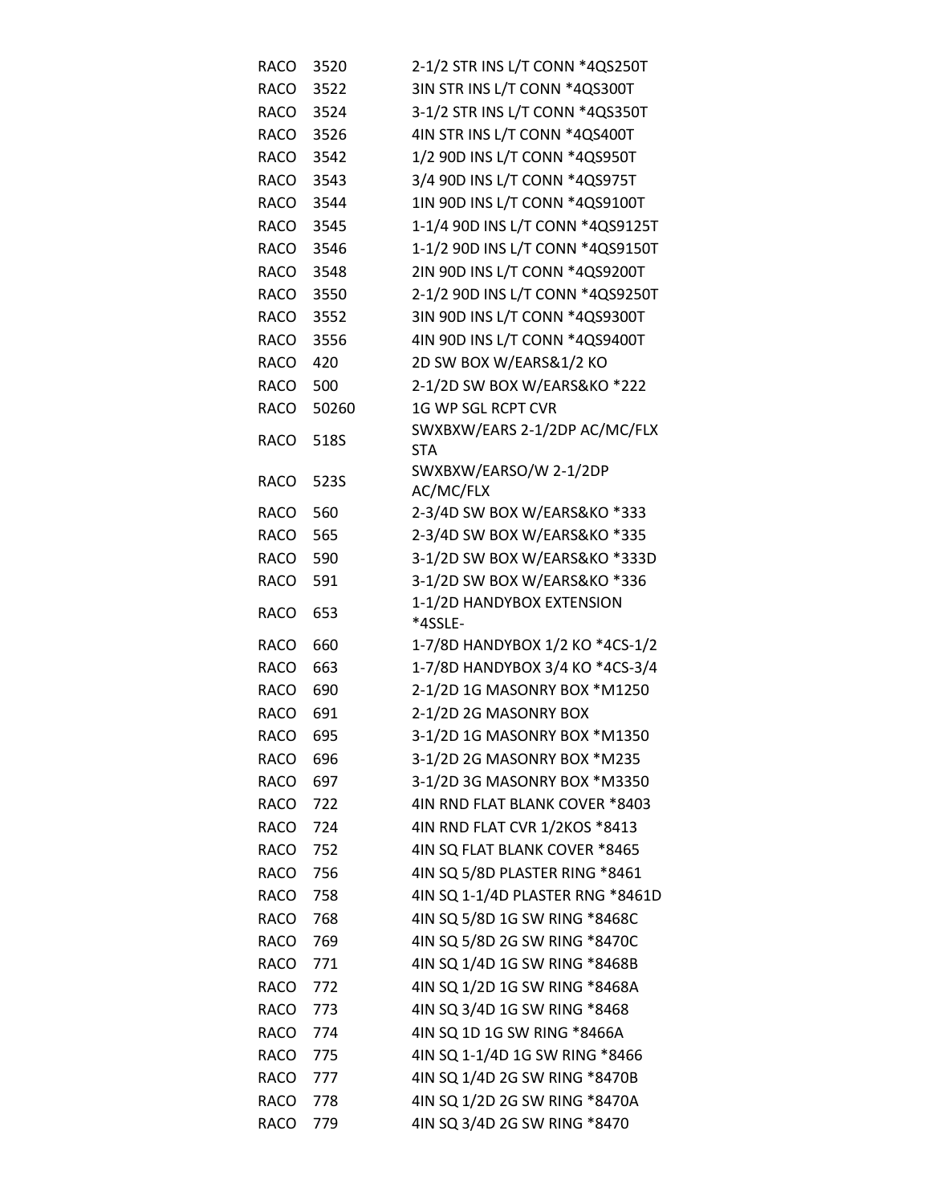| RACO | 3520 | 2-1/2 STR INS L/T CONN *4QS250T |
|---|---|---|
| RACO | 3522 | 3IN STR INS L/T CONN *4QS300T |
| RACO | 3524 | 3-1/2 STR INS L/T CONN *4QS350T |
| RACO | 3526 | 4IN STR INS L/T CONN *4QS400T |
| RACO | 3542 | 1/2 90D INS L/T CONN *4QS950T |
| RACO | 3543 | 3/4 90D INS L/T CONN *4QS975T |
| RACO | 3544 | 1IN 90D INS L/T CONN *4QS9100T |
| RACO | 3545 | 1-1/4 90D INS L/T CONN *4QS9125T |
| RACO | 3546 | 1-1/2 90D INS L/T CONN *4QS9150T |
| RACO | 3548 | 2IN 90D INS L/T CONN *4QS9200T |
| RACO | 3550 | 2-1/2 90D INS L/T CONN *4QS9250T |
| RACO | 3552 | 3IN 90D INS L/T CONN *4QS9300T |
| RACO | 3556 | 4IN 90D INS L/T CONN *4QS9400T |
| RACO | 420 | 2D SW BOX W/EARS&1/2 KO |
| RACO | 500 | 2-1/2D SW BOX W/EARS&KO *222 |
| RACO | 50260 | 1G WP SGL RCPT CVR |
| RACO | 518S | SWXBXW/EARS 2-1/2DP AC/MC/FLX STA |
| RACO | 523S | SWXBXW/EARSO/W 2-1/2DP AC/MC/FLX |
| RACO | 560 | 2-3/4D SW BOX W/EARS&KO *333 |
| RACO | 565 | 2-3/4D SW BOX W/EARS&KO *335 |
| RACO | 590 | 3-1/2D SW BOX W/EARS&KO *333D |
| RACO | 591 | 3-1/2D SW BOX W/EARS&KO *336 |
| RACO | 653 | 1-1/2D HANDYBOX EXTENSION *4SSLE- |
| RACO | 660 | 1-7/8D HANDYBOX 1/2 KO *4CS-1/2 |
| RACO | 663 | 1-7/8D HANDYBOX 3/4 KO *4CS-3/4 |
| RACO | 690 | 2-1/2D 1G MASONRY BOX *M1250 |
| RACO | 691 | 2-1/2D 2G MASONRY BOX |
| RACO | 695 | 3-1/2D 1G MASONRY BOX *M1350 |
| RACO | 696 | 3-1/2D 2G MASONRY BOX *M235 |
| RACO | 697 | 3-1/2D 3G MASONRY BOX *M3350 |
| RACO | 722 | 4IN RND FLAT BLANK COVER *8403 |
| RACO | 724 | 4IN RND FLAT CVR 1/2KOS *8413 |
| RACO | 752 | 4IN SQ FLAT BLANK COVER *8465 |
| RACO | 756 | 4IN SQ 5/8D PLASTER RING *8461 |
| RACO | 758 | 4IN SQ 1-1/4D PLASTER RNG *8461D |
| RACO | 768 | 4IN SQ 5/8D 1G SW RING *8468C |
| RACO | 769 | 4IN SQ 5/8D 2G SW RING *8470C |
| RACO | 771 | 4IN SQ 1/4D 1G SW RING *8468B |
| RACO | 772 | 4IN SQ 1/2D 1G SW RING *8468A |
| RACO | 773 | 4IN SQ 3/4D 1G SW RING *8468 |
| RACO | 774 | 4IN SQ 1D 1G SW RING *8466A |
| RACO | 775 | 4IN SQ 1-1/4D 1G SW RING *8466 |
| RACO | 777 | 4IN SQ 1/4D 2G SW RING *8470B |
| RACO | 778 | 4IN SQ 1/2D 2G SW RING *8470A |
| RACO | 779 | 4IN SQ 3/4D 2G SW RING *8470 |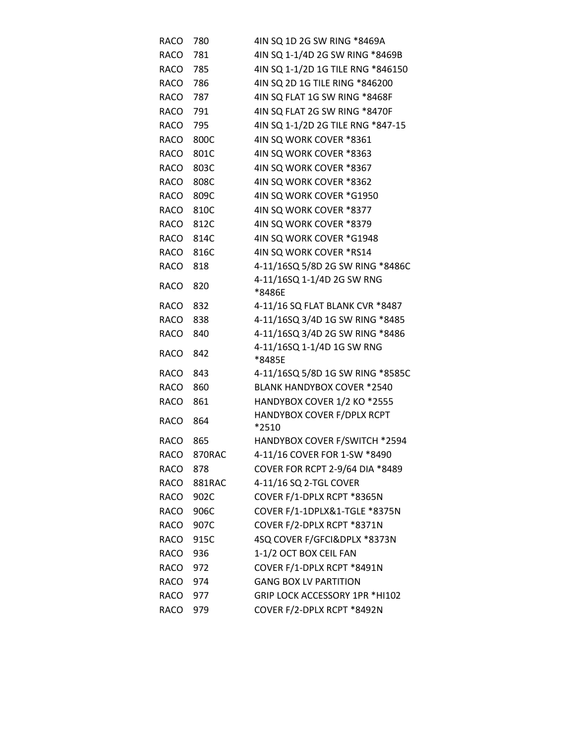| | | |
|---|---|---|
| RACO | 780 | 4IN SQ 1D 2G SW RING *8469A |
| RACO | 781 | 4IN SQ 1-1/4D 2G SW RING *8469B |
| RACO | 785 | 4IN SQ 1-1/2D 1G TILE RNG *846150 |
| RACO | 786 | 4IN SQ 2D 1G TILE RING *846200 |
| RACO | 787 | 4IN SQ FLAT 1G SW RING *8468F |
| RACO | 791 | 4IN SQ FLAT 2G SW RING *8470F |
| RACO | 795 | 4IN SQ 1-1/2D 2G TILE RNG *847-15 |
| RACO | 800C | 4IN SQ WORK COVER *8361 |
| RACO | 801C | 4IN SQ WORK COVER *8363 |
| RACO | 803C | 4IN SQ WORK COVER *8367 |
| RACO | 808C | 4IN SQ WORK COVER *8362 |
| RACO | 809C | 4IN SQ WORK COVER *G1950 |
| RACO | 810C | 4IN SQ WORK COVER *8377 |
| RACO | 812C | 4IN SQ WORK COVER *8379 |
| RACO | 814C | 4IN SQ WORK COVER *G1948 |
| RACO | 816C | 4IN SQ WORK COVER *RS14 |
| RACO | 818 | 4-11/16SQ 5/8D 2G SW RING *8486C |
| RACO | 820 | 4-11/16SQ 1-1/4D 2G SW RNG *8486E |
| RACO | 832 | 4-11/16 SQ FLAT BLANK CVR *8487 |
| RACO | 838 | 4-11/16SQ 3/4D 1G SW RING *8485 |
| RACO | 840 | 4-11/16SQ 3/4D 2G SW RING *8486 |
| RACO | 842 | 4-11/16SQ 1-1/4D 1G SW RNG *8485E |
| RACO | 843 | 4-11/16SQ 5/8D 1G SW RING *8585C |
| RACO | 860 | BLANK HANDYBOX COVER *2540 |
| RACO | 861 | HANDYBOX COVER 1/2 KO *2555 |
| RACO | 864 | HANDYBOX COVER F/DPLX RCPT *2510 |
| RACO | 865 | HANDYBOX COVER F/SWITCH *2594 |
| RACO | 870RAC | 4-11/16 COVER FOR 1-SW *8490 |
| RACO | 878 | COVER FOR RCPT 2-9/64 DIA *8489 |
| RACO | 881RAC | 4-11/16 SQ 2-TGL COVER |
| RACO | 902C | COVER F/1-DPLX RCPT *8365N |
| RACO | 906C | COVER F/1-1DPLX&1-TGLE *8375N |
| RACO | 907C | COVER F/2-DPLX RCPT *8371N |
| RACO | 915C | 4SQ COVER F/GFCI&DPLX *8373N |
| RACO | 936 | 1-1/2 OCT BOX CEIL FAN |
| RACO | 972 | COVER F/1-DPLX RCPT *8491N |
| RACO | 974 | GANG BOX LV PARTITION |
| RACO | 977 | GRIP LOCK ACCESSORY 1PR *HI102 |
| RACO | 979 | COVER F/2-DPLX RCPT *8492N |